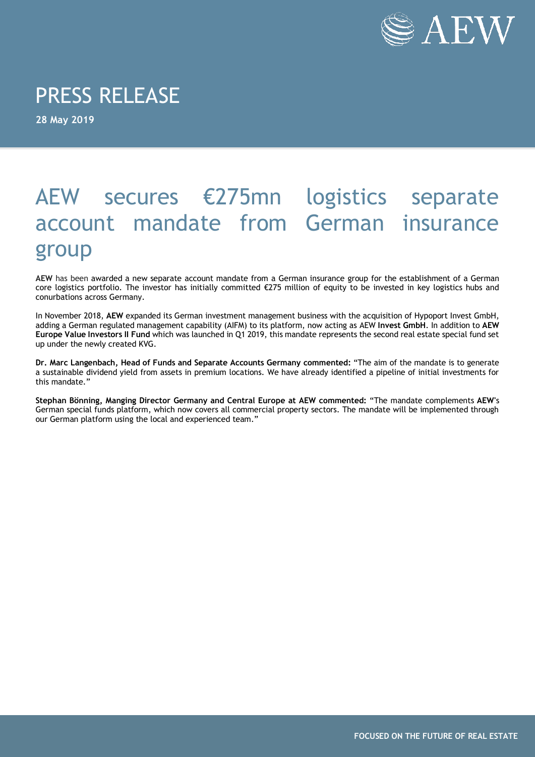# PRESS RELEASE

**28 May 2019**

# AEW secures €275mn logistics separate account mandate from German insurance group

**AEW** has been awarded a new separate account mandate from a German insurance group for the establishment of a German core logistics portfolio. The investor has initially committed €275 million of equity to be invested in key logistics hubs and conurbations across Germany.

In November 2018, **AEW** expanded its German investment management business with the acquisition of Hypoport Invest GmbH, adding a German regulated management capability (AIFM) to its platform, now acting as AEW **Invest GmbH**. In addition to **AEW Europe Value Investors II Fund** which was launched in Q1 2019, this mandate represents the second real estate special fund set up under the newly created KVG.

**Dr. Marc Langenbach, Head of Funds and Separate Accounts Germany commented:** "The aim of the mandate is to generate a sustainable dividend yield from assets in premium locations. We have already identified a pipeline of initial investments for this mandate."

**Stephan Bönning, Manging Director Germany and Central Europe at AEW commented:** "The mandate complements **AEW**'s German special funds platform, which now covers all commercial property sectors. The mandate will be implemented through our German platform using the local and experienced team."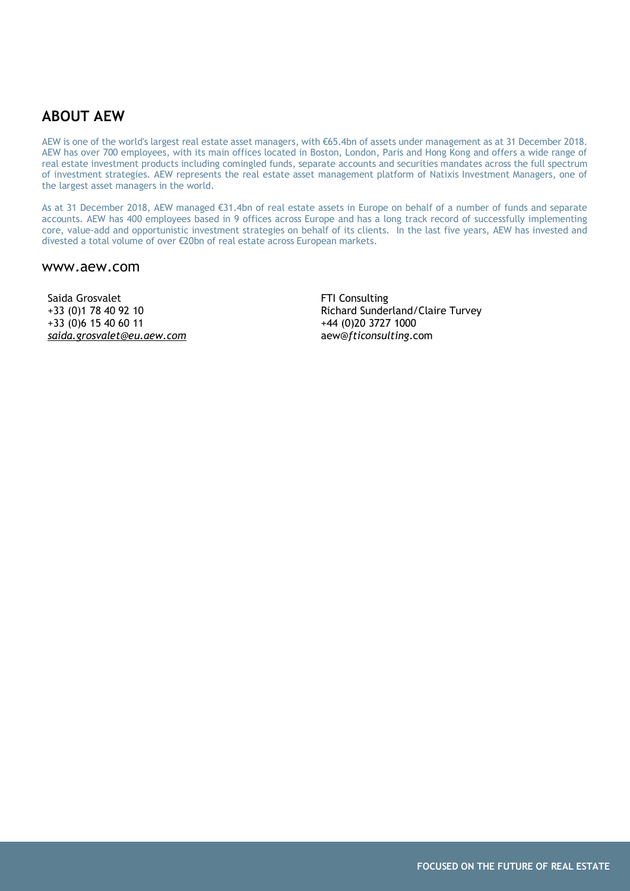## ABOUT AEW

AEW is one of the world's largest real estate asset managers, with €65.4bn of assets under management as at 31 December 2018. AEW has over 700 employees, with its main offices located in Boston, London, Paris and Hong Kong and offers a wide range of real estate investment products including comingled funds, separate accounts and securities mandates across the full spectrum of investment strategies. AEW represents the real estate asset management platform of Natixis Investment Managers, one of the largest asset managers in the world.

As at 31 December 2018, AEW managed €31.4bn of real estate assets in Europe on behalf of a number of funds and separate accounts. AEW has 400 employees based in 9 offices across Europe and has a long track record of successfully implementing core, value-add and opportunistic investment strategies on behalf of its clients. In the last five years, AEW has invested and divested a total volume of over €20bn of real estate across European markets.

www.aew.com

Saida Grosvalet
+33 (0)1 78 40 92 10
+33 (0)6 15 40 60 11
*saida.grosvalet@eu.aew.com*

FTI Consulting
Richard Sunderland/Claire Turvey
+44 (0)20 3727 1000
aew@*fticonsulting*.com

**FOCUSED ON THE FUTURE OF REAL ESTATE**